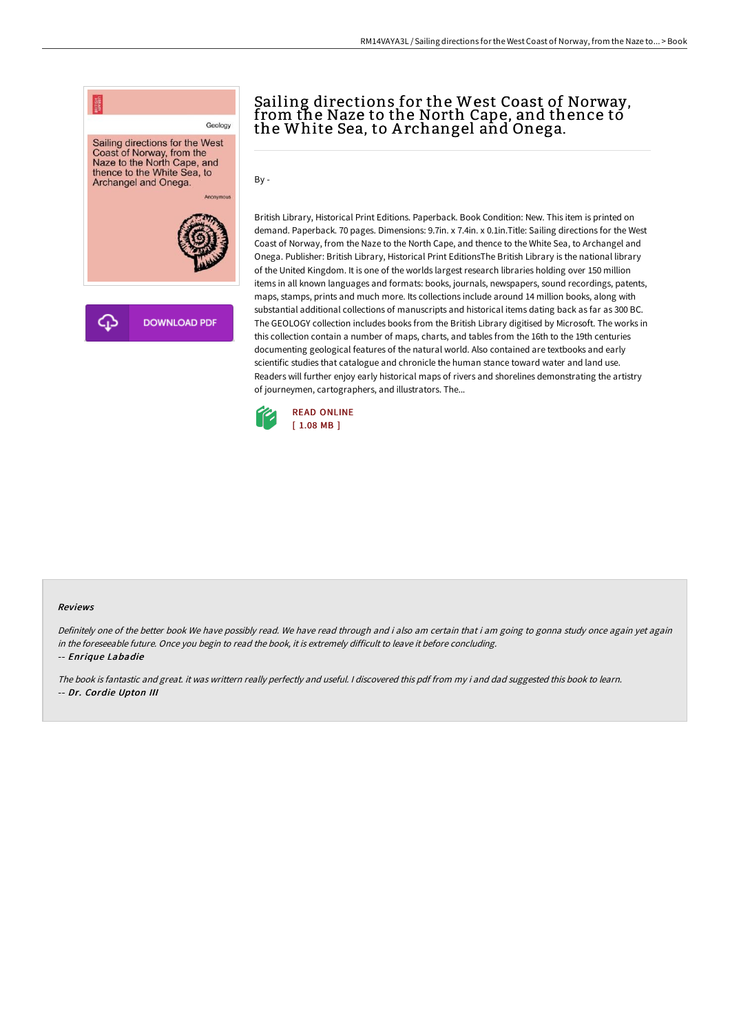# Sailing directions for the West Coast of Norway, from the Naze to the North Cape, and thence to the White Sea, to Archangel and Onega.

By -

British Library, Historical Print Editions. Paperback. Book Condition: New. This item is printed on demand. Paperback. 70 pages. Dimensions: 9.7in. x 7.4in. x 0.1in.Title: Sailing directions for the West Coast of Norway, from the Naze to the North Cape, and thence to the White Sea, to Archangel and Onega. Publisher: British Library, Historical Print EditionsThe British Library is the national library of the United Kingdom. It is one of the worlds largest research libraries holding over 150 million items in all known languages and formats: books, journals, newspapers, sound recordings, patents, maps, stamps, prints and much more. Its collections include around 14 million books, along with substantial additional collections of manuscripts and historical items dating back as far as 300 BC. The GEOLOGY collection includes books from the British Library digitised by Microsoft. The works in this collection contain a number of maps, charts, and tables from the 16th to the 19th centuries documenting geological features of the natural world. Also contained are textbooks and early scientific studies that catalogue and chronicle the human stance toward water and land use. Readers will further enjoy early historical maps of rivers and shorelines demonstrating the artistry of journeymen, cartographers, and illustrators. The...

READ ONLINE
[ 1.08 MB ]

DOWNLOAD PDF

## Reviews

*Definitely one of the better book We have possibly read. We have read through and i also am certain that i am going to gonna study once again yet again in the foreseeable future. Once you begin to read the book, it is extremely difficult to leave it before concluding.*

*-- Enrique Labadie*

*The book is fantastic and great. it was writtern really perfectly and useful. I discovered this pdf from my i and dad suggested this book to learn.*

*-- Dr. Cordie Upton III*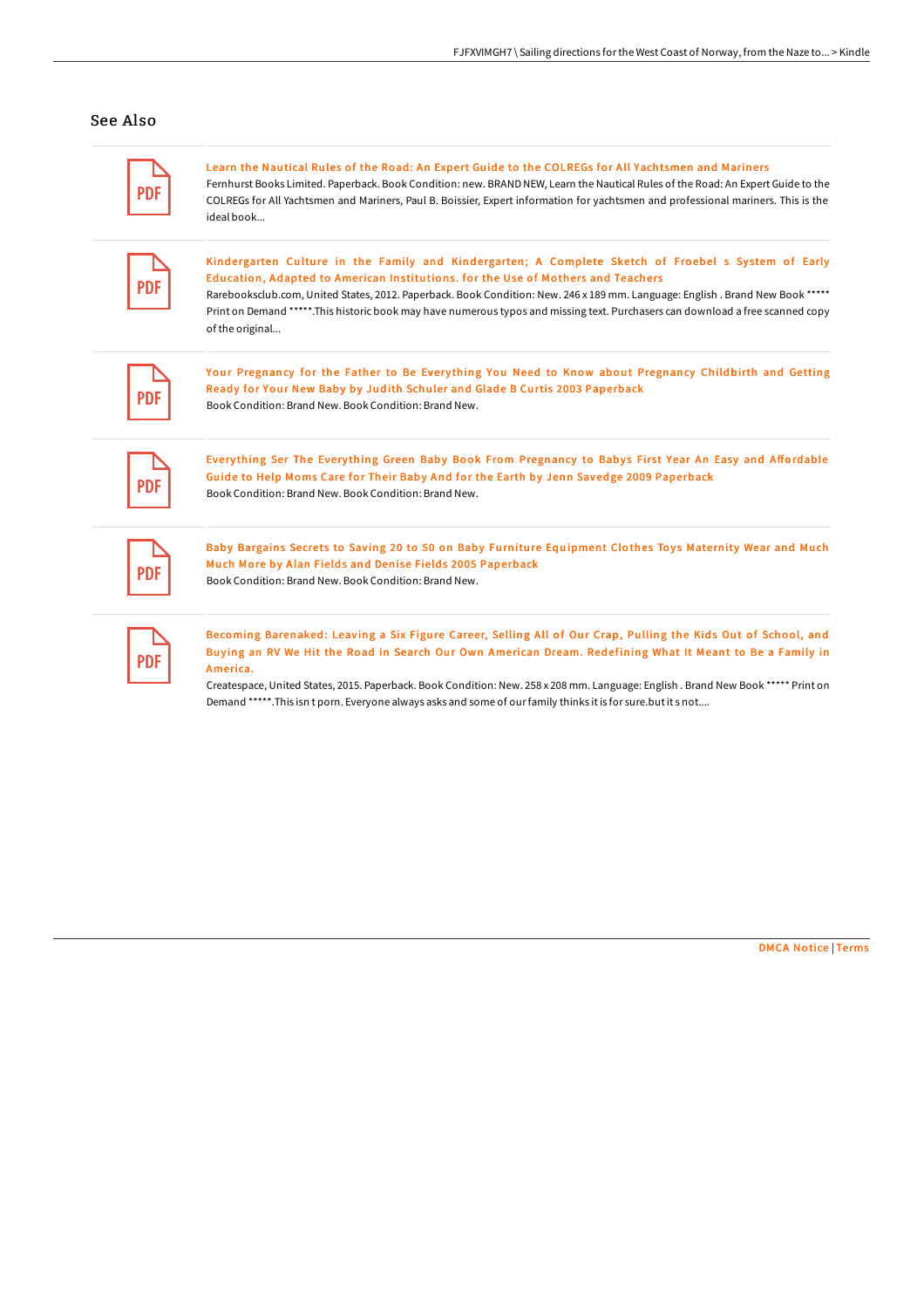## See Also

**Learn the Nautical Rules of the Road: An Expert Guide to the COLREGs for All Yachtsmen and Mariners**
Fernhurst Books Limited. Paperback. Book Condition: new. BRAND NEW, Learn the Nautical Rules of the Road: An Expert Guide to the COLREGs for All Yachtsmen and Mariners, Paul B. Boissier, Expert information for yachtsmen and professional mariners. This is the ideal book...

**Kindergarten Culture in the Family and Kindergarten; A Complete Sketch of Froebel s System of Early Education, Adapted to American Institutions. for the Use of Mothers and Teachers**
Rarebooksclub.com, United States, 2012. Paperback. Book Condition: New. 246 x 189 mm. Language: English . Brand New Book ***** Print on Demand *****.This historic book may have numerous typos and missing text. Purchasers can download a free scanned copy of the original...

**Your Pregnancy for the Father to Be Everything You Need to Know about Pregnancy Childbirth and Getting Ready for Your New Baby by Judith Schuler and Glade B Curtis 2003 Paperback**
Book Condition: Brand New. Book Condition: Brand New.

**Everything Ser The Everything Green Baby Book From Pregnancy to Babys First Year An Easy and Affordable Guide to Help Moms Care for Their Baby And for the Earth by Jenn Savedge 2009 Paperback**
Book Condition: Brand New. Book Condition: Brand New.

**Baby Bargains Secrets to Saving 20 to 50 on Baby Furniture Equipment Clothes Toys Maternity Wear and Much Much More by Alan Fields and Denise Fields 2005 Paperback**
Book Condition: Brand New. Book Condition: Brand New.

**Becoming Barenaked: Leaving a Six Figure Career, Selling All of Our Crap, Pulling the Kids Out of School, and Buying an RV We Hit the Road in Search Our Own American Dream. Redefining What It Meant to Be a Family in America.**
Createspace, United States, 2015. Paperback. Book Condition: New. 258 x 208 mm. Language: English . Brand New Book ***** Print on Demand *****.This isn t porn. Everyone always asks and some of our family thinks it is for sure.but it s not....

DMCA Notice | Terms